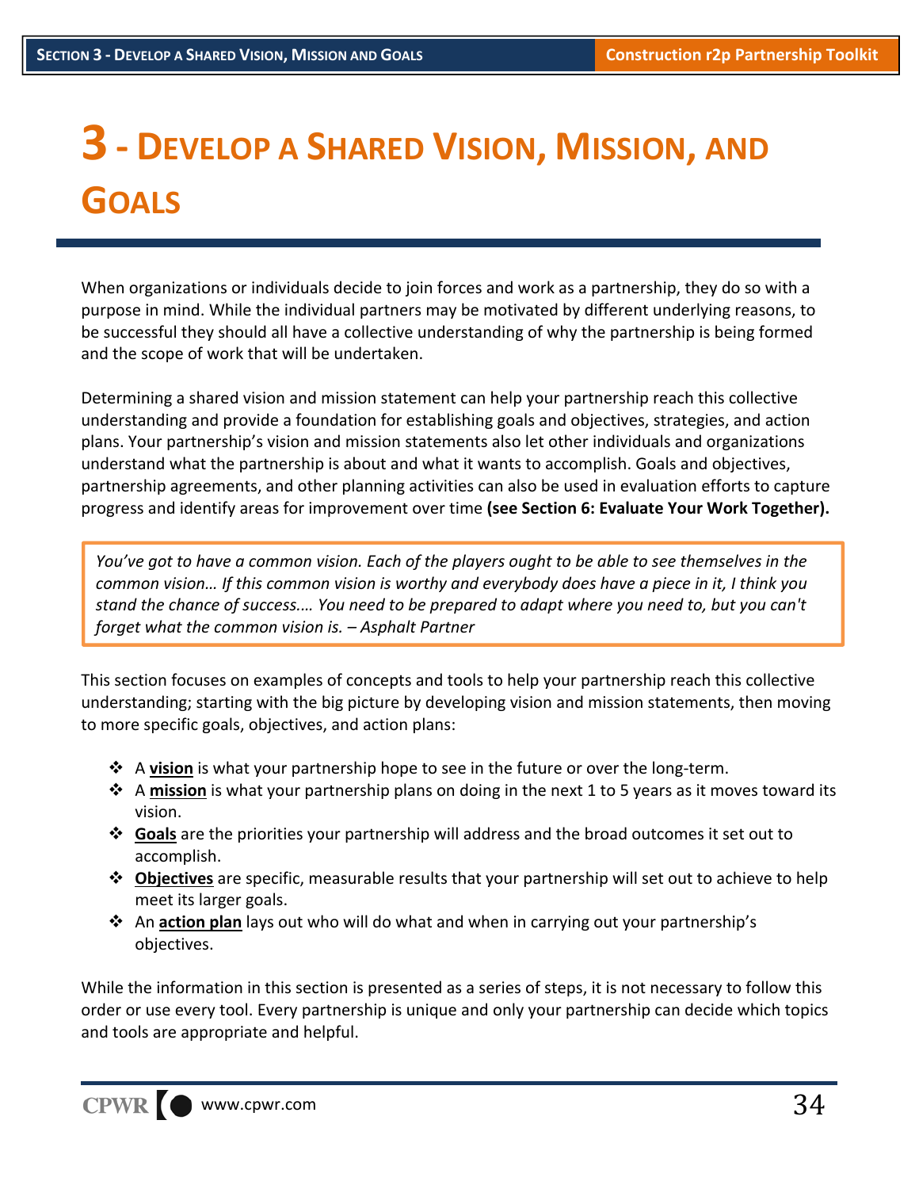# 3 - Develop a Shared Vision, Mission, and Goals

When organizations or individuals decide to join forces and work as a partnership, they do so with a purpose in mind. While the individual partners may be motivated by different underlying reasons, to be successful they should all have a collective understanding of why the partnership is being formed and the scope of work that will be undertaken.

Determining a shared vision and mission statement can help your partnership reach this collective understanding and provide a foundation for establishing goals and objectives, strategies, and action plans. Your partnership's vision and mission statements also let other individuals and organizations understand what the partnership is about and what it wants to accomplish. Goals and objectives, partnership agreements, and other planning activities can also be used in evaluation efforts to capture progress and identify areas for improvement over time **(see Section 6: Evaluate Your Work Together).**

> *You've got to have a common vision. Each of the players ought to be able to see themselves in the common vision… If this common vision is worthy and everybody does have a piece in it, I think you stand the chance of success.… You need to be prepared to adapt where you need to, but you can't forget what the common vision is. – Asphalt Partner*

This section focuses on examples of concepts and tools to help your partnership reach this collective understanding; starting with the big picture by developing vision and mission statements, then moving to more specific goals, objectives, and action plans:

- A **vision** is what your partnership hope to see in the future or over the long-term.
- A **mission** is what your partnership plans on doing in the next 1 to 5 years as it moves toward its vision.
- **Goals** are the priorities your partnership will address and the broad outcomes it set out to accomplish.
- **Objectives** are specific, measurable results that your partnership will set out to achieve to help meet its larger goals.
- An **action plan** lays out who will do what and when in carrying out your partnership's objectives.

While the information in this section is presented as a series of steps, it is not necessary to follow this order or use every tool. Every partnership is unique and only your partnership can decide which topics and tools are appropriate and helpful.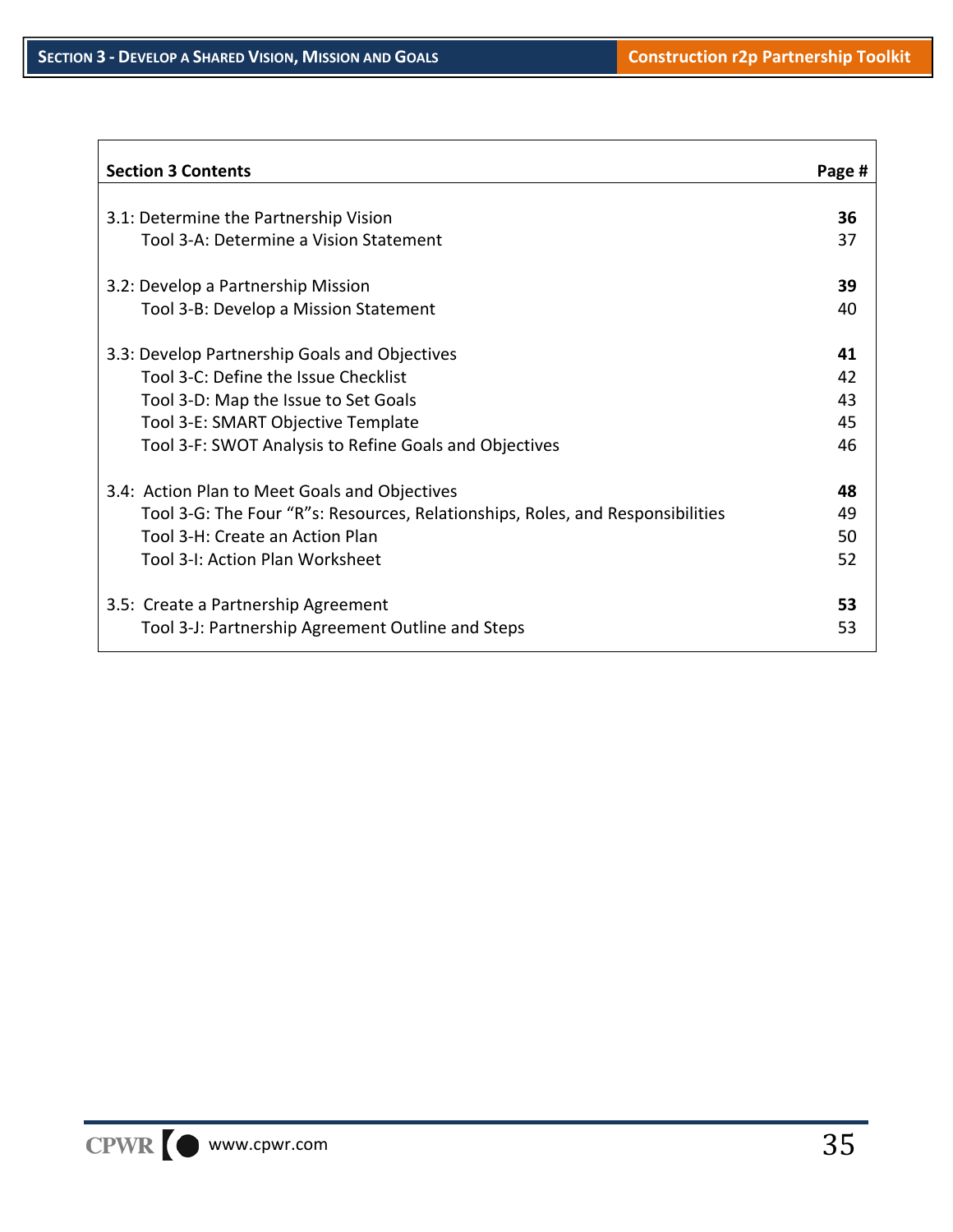| **Section 3 Contents** | **Page #** |
|---|---|
| 3.1: Determine the Partnership Vision | **36** |
| Tool 3-A: Determine a Vision Statement | 37 |
| 3.2: Develop a Partnership Mission | **39** |
| Tool 3-B: Develop a Mission Statement | 40 |
| 3.3: Develop Partnership Goals and Objectives | **41** |
| Tool 3-C: Define the Issue Checklist | 42 |
| Tool 3-D: Map the Issue to Set Goals | 43 |
| Tool 3-E: SMART Objective Template | 45 |
| Tool 3-F: SWOT Analysis to Refine Goals and Objectives | 46 |
| 3.4: Action Plan to Meet Goals and Objectives | **48** |
| Tool 3-G: The Four "R"s: Resources, Relationships, Roles, and Responsibilities | 49 |
| Tool 3-H: Create an Action Plan | 50 |
| Tool 3-I: Action Plan Worksheet | 52 |
| 3.5: Create a Partnership Agreement | **53** |
| Tool 3-J: Partnership Agreement Outline and Steps | 53 |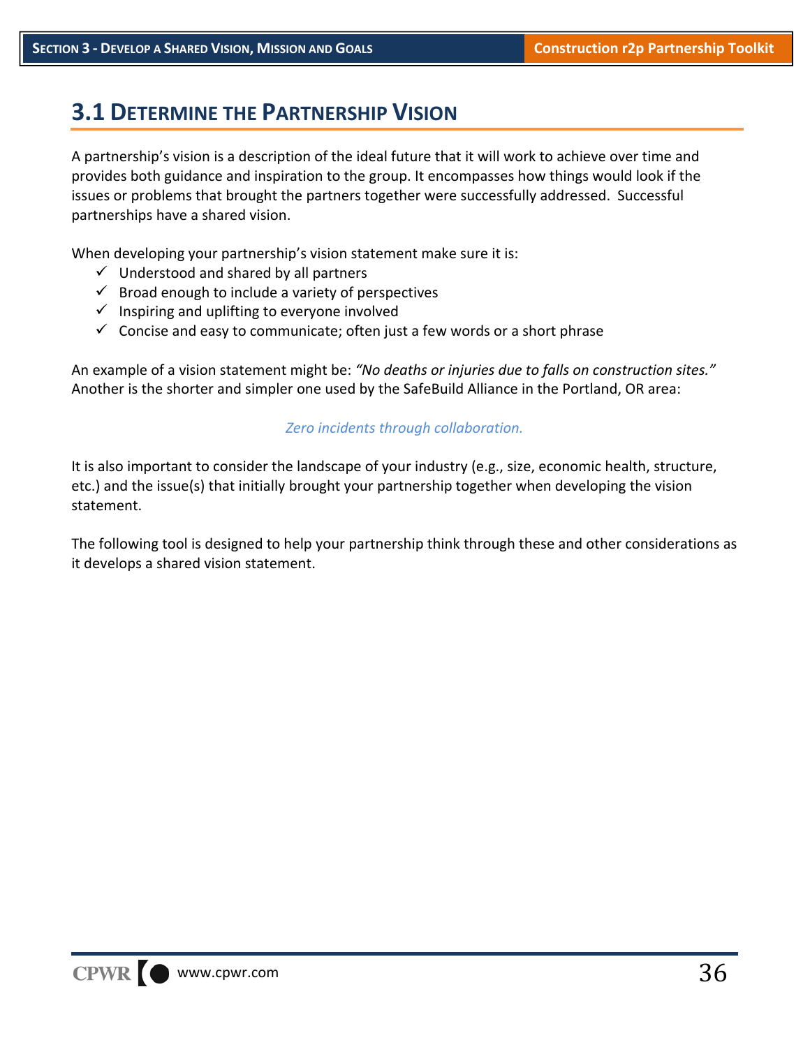## 3.1 Determine the Partnership Vision

A partnership's vision is a description of the ideal future that it will work to achieve over time and provides both guidance and inspiration to the group. It encompasses how things would look if the issues or problems that brought the partners together were successfully addressed. Successful partnerships have a shared vision.

When developing your partnership's vision statement make sure it is:

- ✓ Understood and shared by all partners
- ✓ Broad enough to include a variety of perspectives
- ✓ Inspiring and uplifting to everyone involved
- ✓ Concise and easy to communicate; often just a few words or a short phrase

An example of a vision statement might be: *"No deaths or injuries due to falls on construction sites."* Another is the shorter and simpler one used by the SafeBuild Alliance in the Portland, OR area:

*Zero incidents through collaboration.*

It is also important to consider the landscape of your industry (e.g., size, economic health, structure, etc.) and the issue(s) that initially brought your partnership together when developing the vision statement.

The following tool is designed to help your partnership think through these and other considerations as it develops a shared vision statement.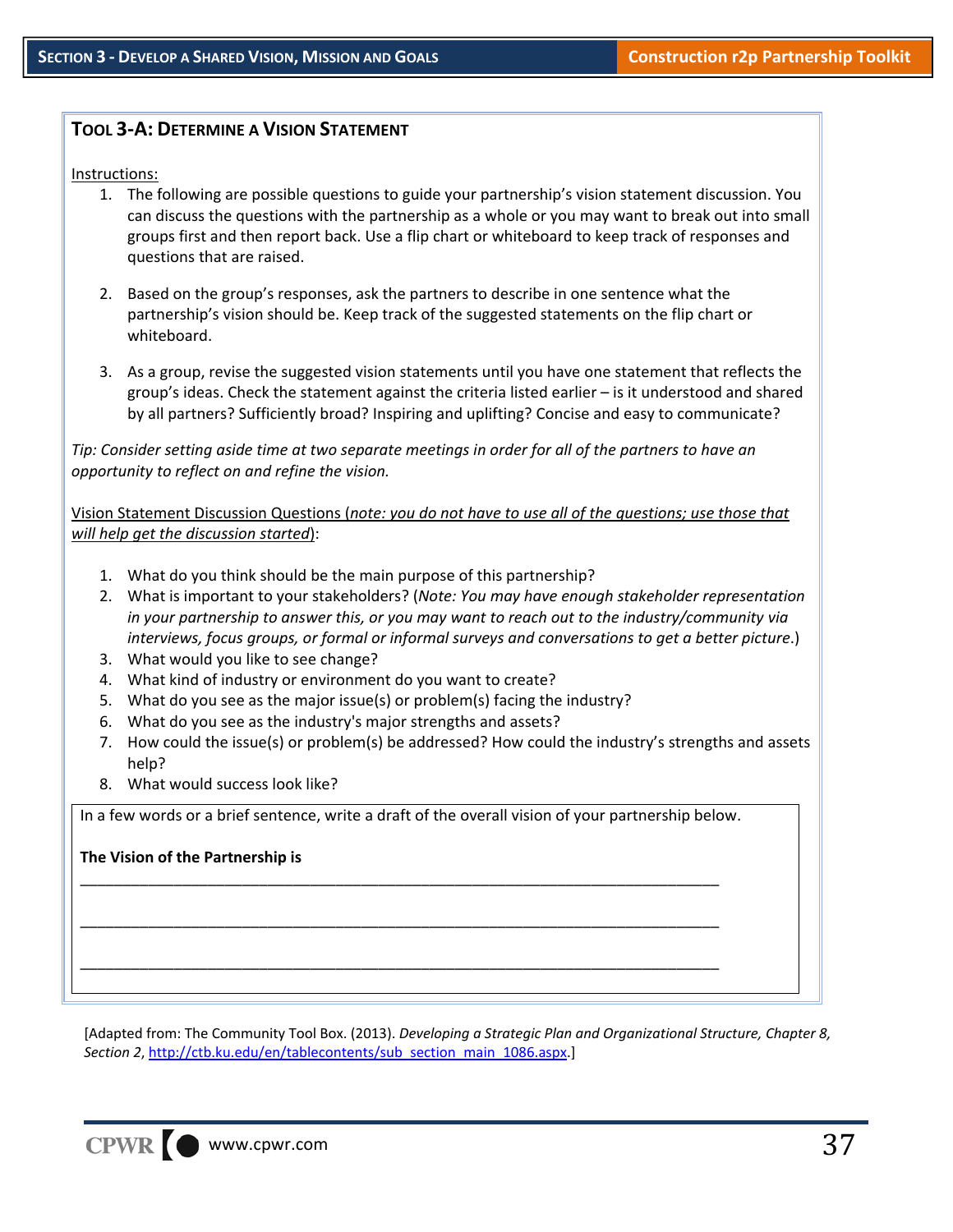## Tool 3-A: Determine a Vision Statement

Instructions:

1. The following are possible questions to guide your partnership's vision statement discussion. You can discuss the questions with the partnership as a whole or you may want to break out into small groups first and then report back. Use a flip chart or whiteboard to keep track of responses and questions that are raised.

2. Based on the group's responses, ask the partners to describe in one sentence what the partnership's vision should be. Keep track of the suggested statements on the flip chart or whiteboard.

3. As a group, revise the suggested vision statements until you have one statement that reflects the group's ideas. Check the statement against the criteria listed earlier – is it understood and shared by all partners? Sufficiently broad? Inspiring and uplifting? Concise and easy to communicate?

*Tip: Consider setting aside time at two separate meetings in order for all of the partners to have an opportunity to reflect on and refine the vision.*

Vision Statement Discussion Questions (*note: you do not have to use all of the questions; use those that will help get the discussion started*):

1. What do you think should be the main purpose of this partnership?
2. What is important to your stakeholders? (*Note: You may have enough stakeholder representation in your partnership to answer this, or you may want to reach out to the industry/community via interviews, focus groups, or formal or informal surveys and conversations to get a better picture*.)
3. What would you like to see change?
4. What kind of industry or environment do you want to create?
5. What do you see as the major issue(s) or problem(s) facing the industry?
6. What do you see as the industry's major strengths and assets?
7. How could the issue(s) or problem(s) be addressed? How could the industry's strengths and assets help?
8. What would success look like?

In a few words or a brief sentence, write a draft of the overall vision of your partnership below.

**The Vision of the Partnership is**

_______________________________________________________________________________

_______________________________________________________________________________

_______________________________________________________________________________

[Adapted from: The Community Tool Box. (2013). *Developing a Strategic Plan and Organizational Structure, Chapter 8, Section 2*, http://ctb.ku.edu/en/tablecontents/sub_section_main_1086.aspx.]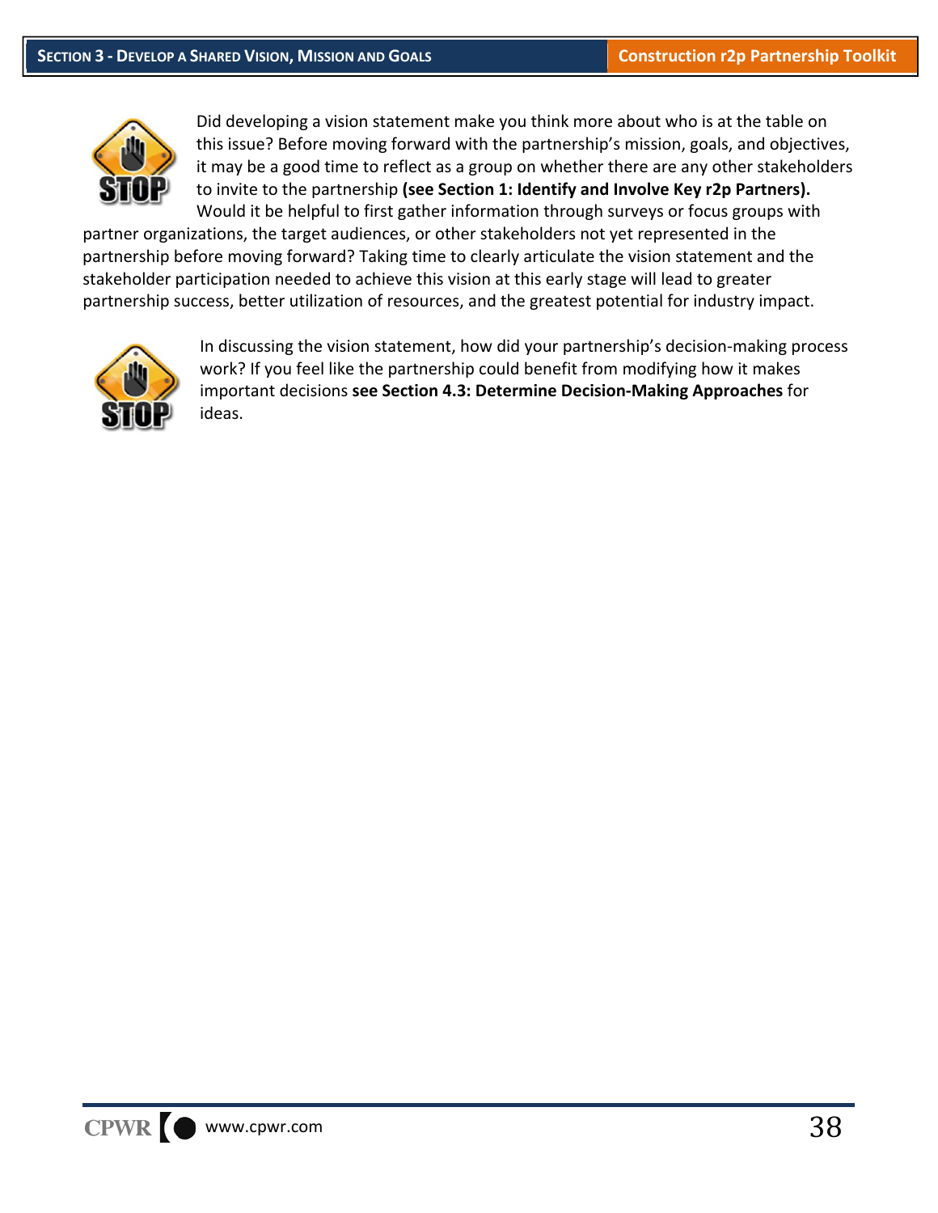Did developing a vision statement make you think more about who is at the table on this issue? Before moving forward with the partnership's mission, goals, and objectives, it may be a good time to reflect as a group on whether there are any other stakeholders to invite to the partnership **(see Section 1: Identify and Involve Key r2p Partners).** Would it be helpful to first gather information through surveys or focus groups with partner organizations, the target audiences, or other stakeholders not yet represented in the partnership before moving forward? Taking time to clearly articulate the vision statement and the stakeholder participation needed to achieve this vision at this early stage will lead to greater partnership success, better utilization of resources, and the greatest potential for industry impact.

In discussing the vision statement, how did your partnership's decision-making process work? If you feel like the partnership could benefit from modifying how it makes important decisions **see Section 4.3: Determine Decision-Making Approaches** for ideas.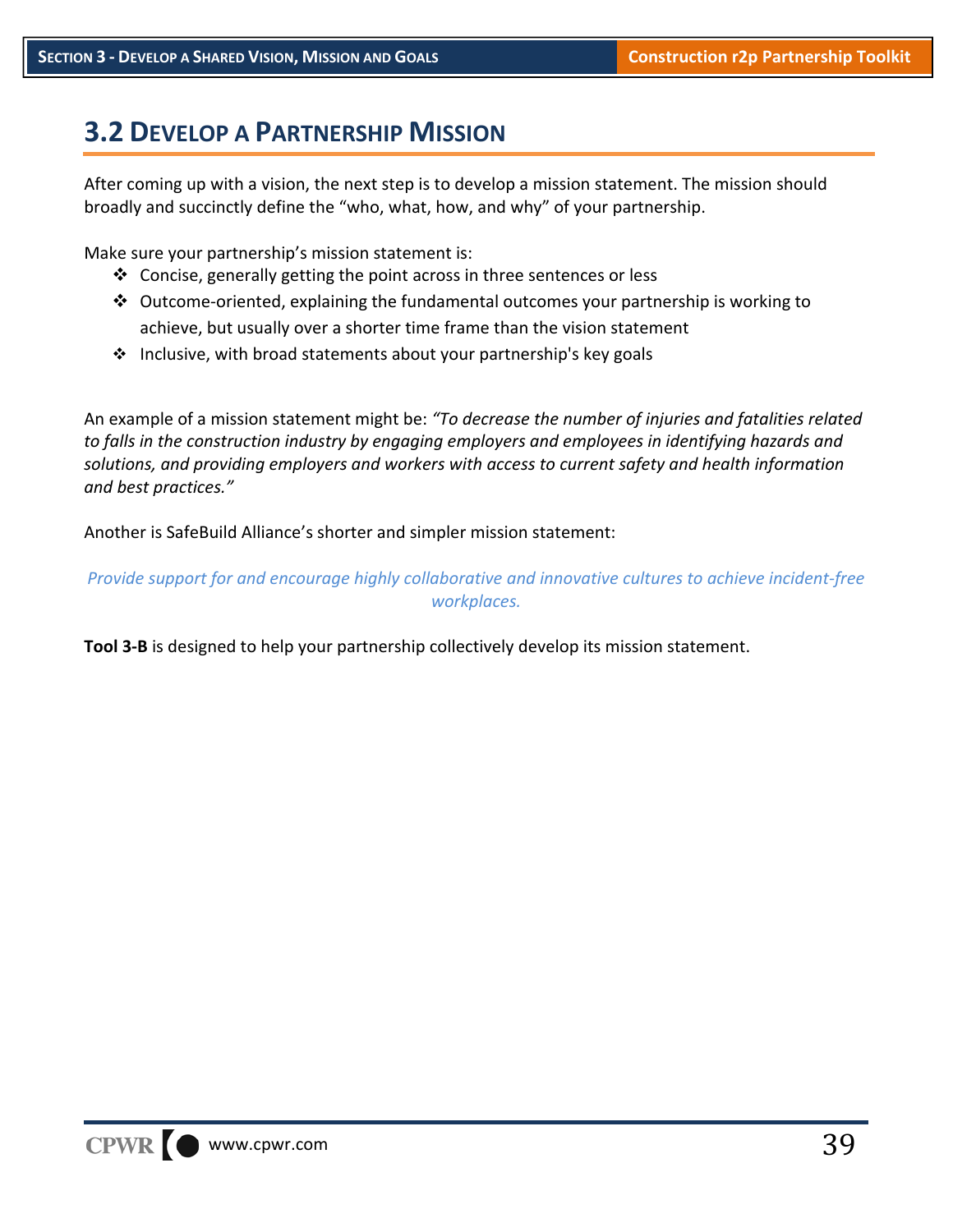## 3.2 Develop a Partnership Mission

After coming up with a vision, the next step is to develop a mission statement. The mission should broadly and succinctly define the "who, what, how, and why" of your partnership.

Make sure your partnership's mission statement is:

- Concise, generally getting the point across in three sentences or less
- Outcome-oriented, explaining the fundamental outcomes your partnership is working to achieve, but usually over a shorter time frame than the vision statement
- Inclusive, with broad statements about your partnership's key goals

An example of a mission statement might be: *"To decrease the number of injuries and fatalities related to falls in the construction industry by engaging employers and employees in identifying hazards and solutions, and providing employers and workers with access to current safety and health information and best practices."*

Another is SafeBuild Alliance's shorter and simpler mission statement:

*Provide support for and encourage highly collaborative and innovative cultures to achieve incident-free workplaces.*

**Tool 3-B** is designed to help your partnership collectively develop its mission statement.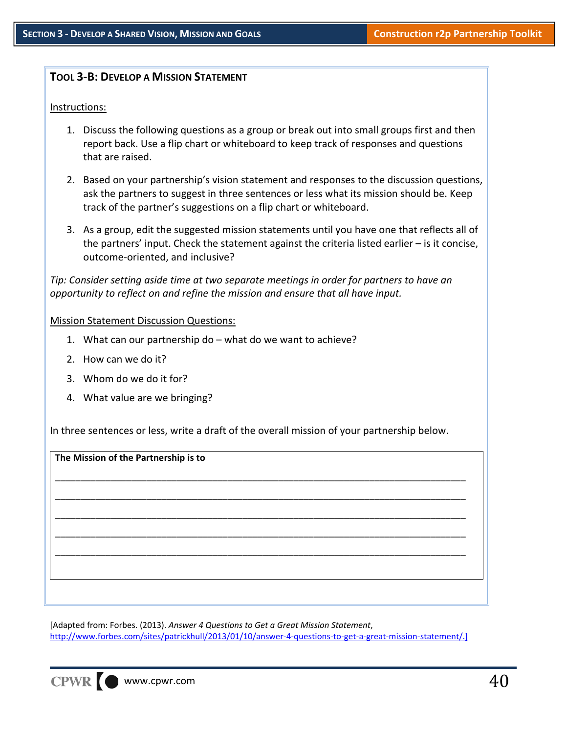### TOOL 3-B: DEVELOP A MISSION STATEMENT

Instructions:

1. Discuss the following questions as a group or break out into small groups first and then report back. Use a flip chart or whiteboard to keep track of responses and questions that are raised.
2. Based on your partnership's vision statement and responses to the discussion questions, ask the partners to suggest in three sentences or less what its mission should be. Keep track of the partner's suggestions on a flip chart or whiteboard.
3. As a group, edit the suggested mission statements until you have one that reflects all of the partners' input. Check the statement against the criteria listed earlier – is it concise, outcome-oriented, and inclusive?

*Tip: Consider setting aside time at two separate meetings in order for partners to have an opportunity to reflect on and refine the mission and ensure that all have input.*

Mission Statement Discussion Questions:

1. What can our partnership do – what do we want to achieve?
2. How can we do it?
3. Whom do we do it for?
4. What value are we bringing?

In three sentences or less, write a draft of the overall mission of your partnership below.

**The Mission of the Partnership is to**

_______________________________________________________________________________

_______________________________________________________________________________

_______________________________________________________________________________

_______________________________________________________________________________

_______________________________________________________________________________

[Adapted from: Forbes. (2013). *Answer 4 Questions to Get a Great Mission Statement*, http://www.forbes.com/sites/patrickhull/2013/01/10/answer-4-questions-to-get-a-great-mission-statement/.]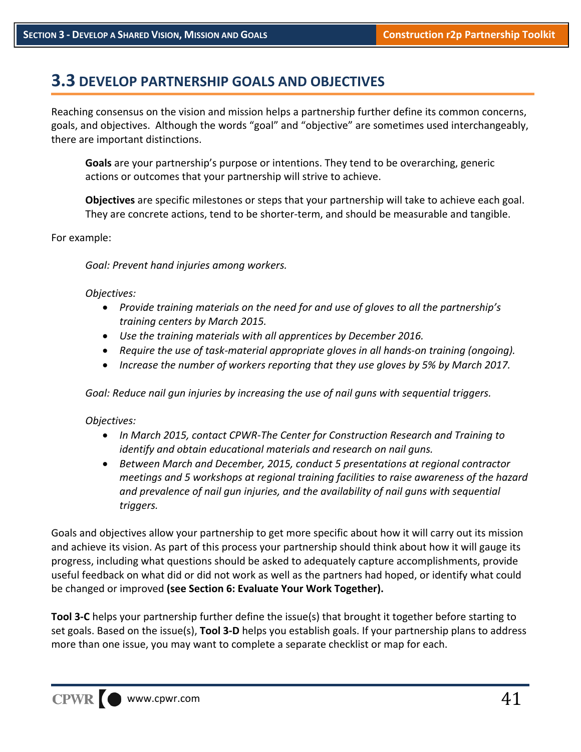## 3.3 DEVELOP PARTNERSHIP GOALS AND OBJECTIVES

Reaching consensus on the vision and mission helps a partnership further define its common concerns, goals, and objectives. Although the words "goal" and "objective" are sometimes used interchangeably, there are important distinctions.

> **Goals** are your partnership's purpose or intentions. They tend to be overarching, generic actions or outcomes that your partnership will strive to achieve.
>
> **Objectives** are specific milestones or steps that your partnership will take to achieve each goal. They are concrete actions, tend to be shorter-term, and should be measurable and tangible.

For example:

*Goal: Prevent hand injuries among workers.*

*Objectives:*

- *Provide training materials on the need for and use of gloves to all the partnership's training centers by March 2015.*
- *Use the training materials with all apprentices by December 2016.*
- *Require the use of task-material appropriate gloves in all hands-on training (ongoing).*
- *Increase the number of workers reporting that they use gloves by 5% by March 2017.*

*Goal: Reduce nail gun injuries by increasing the use of nail guns with sequential triggers.*

*Objectives:*

- *In March 2015, contact CPWR-The Center for Construction Research and Training to identify and obtain educational materials and research on nail guns.*
- *Between March and December, 2015, conduct 5 presentations at regional contractor meetings and 5 workshops at regional training facilities to raise awareness of the hazard and prevalence of nail gun injuries, and the availability of nail guns with sequential triggers.*

Goals and objectives allow your partnership to get more specific about how it will carry out its mission and achieve its vision. As part of this process your partnership should think about how it will gauge its progress, including what questions should be asked to adequately capture accomplishments, provide useful feedback on what did or did not work as well as the partners had hoped, or identify what could be changed or improved **(see Section 6: Evaluate Your Work Together).**

**Tool 3-C** helps your partnership further define the issue(s) that brought it together before starting to set goals. Based on the issue(s), **Tool 3-D** helps you establish goals. If your partnership plans to address more than one issue, you may want to complete a separate checklist or map for each.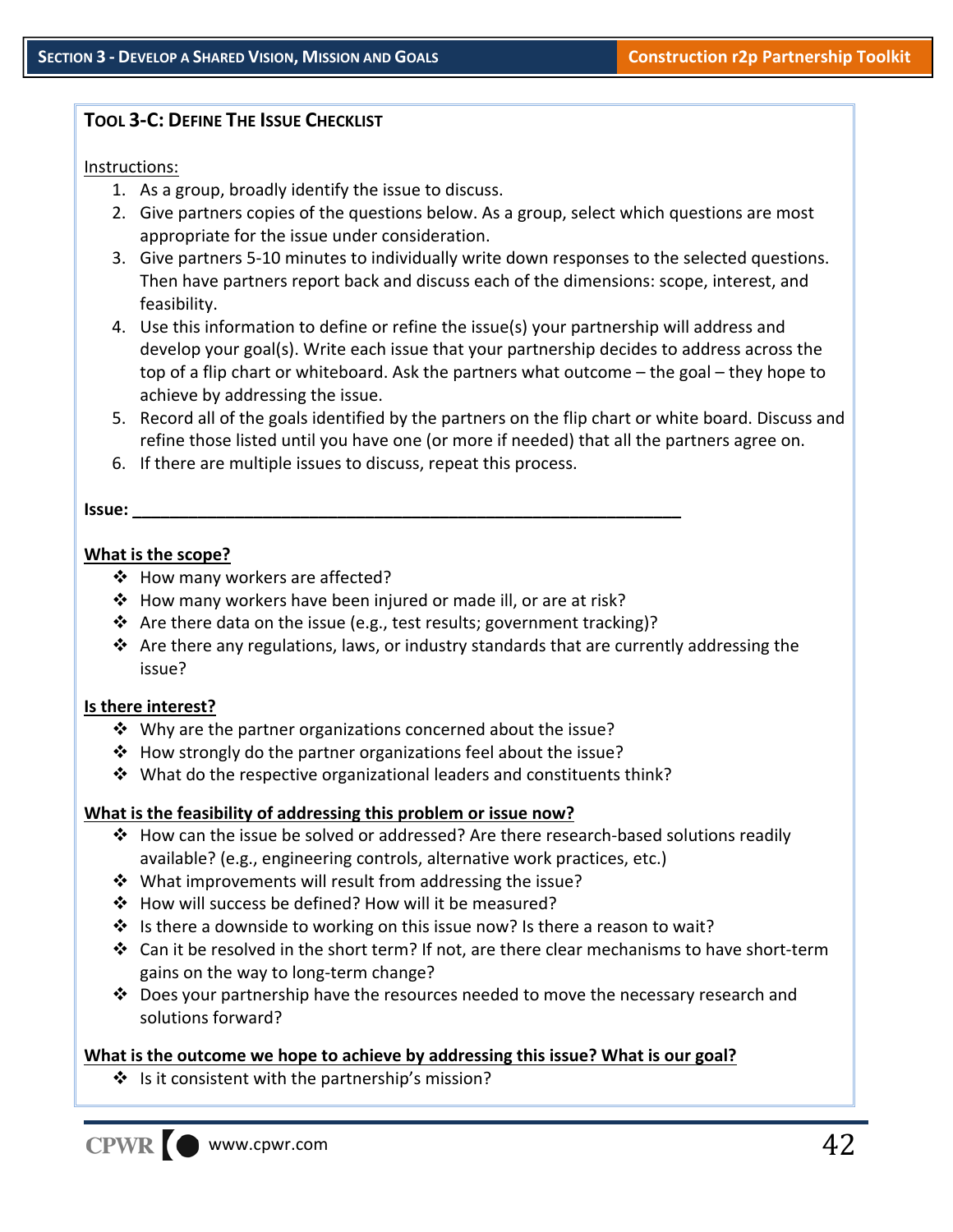### Tool 3-C: Define The Issue Checklist

Instructions:

1. As a group, broadly identify the issue to discuss.
2. Give partners copies of the questions below. As a group, select which questions are most appropriate for the issue under consideration.
3. Give partners 5-10 minutes to individually write down responses to the selected questions. Then have partners report back and discuss each of the dimensions: scope, interest, and feasibility.
4. Use this information to define or refine the issue(s) your partnership will address and develop your goal(s). Write each issue that your partnership decides to address across the top of a flip chart or whiteboard. Ask the partners what outcome – the goal – they hope to achieve by addressing the issue.
5. Record all of the goals identified by the partners on the flip chart or white board. Discuss and refine those listed until you have one (or more if needed) that all the partners agree on.
6. If there are multiple issues to discuss, repeat this process.

**Issue: ___________________________________________________________**

**What is the scope?**

- How many workers are affected?
- How many workers have been injured or made ill, or are at risk?
- Are there data on the issue (e.g., test results; government tracking)?
- Are there any regulations, laws, or industry standards that are currently addressing the issue?

**Is there interest?**

- Why are the partner organizations concerned about the issue?
- How strongly do the partner organizations feel about the issue?
- What do the respective organizational leaders and constituents think?

**What is the feasibility of addressing this problem or issue now?**

- How can the issue be solved or addressed? Are there research-based solutions readily available? (e.g., engineering controls, alternative work practices, etc.)
- What improvements will result from addressing the issue?
- How will success be defined? How will it be measured?
- Is there a downside to working on this issue now? Is there a reason to wait?
- Can it be resolved in the short term? If not, are there clear mechanisms to have short-term gains on the way to long-term change?
- Does your partnership have the resources needed to move the necessary research and solutions forward?

**What is the outcome we hope to achieve by addressing this issue? What is our goal?**

- Is it consistent with the partnership's mission?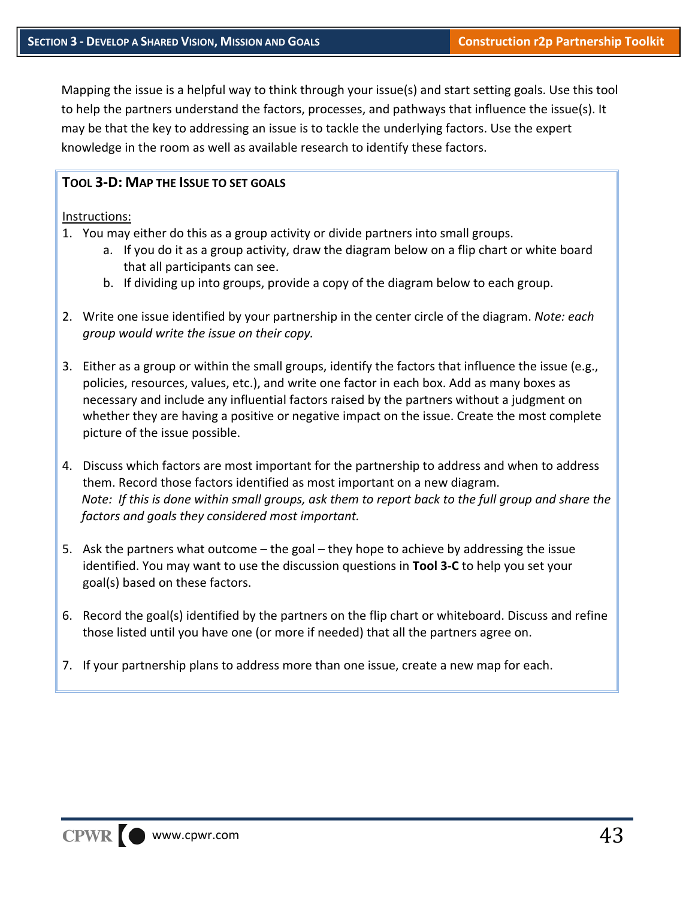Mapping the issue is a helpful way to think through your issue(s) and start setting goals. Use this tool to help the partners understand the factors, processes, and pathways that influence the issue(s). It may be that the key to addressing an issue is to tackle the underlying factors. Use the expert knowledge in the room as well as available research to identify these factors.

### TOOL 3-D: MAP THE ISSUE TO SET GOALS

Instructions:

1. You may either do this as a group activity or divide partners into small groups.
   a. If you do it as a group activity, draw the diagram below on a flip chart or white board that all participants can see.
   b. If dividing up into groups, provide a copy of the diagram below to each group.

2. Write one issue identified by your partnership in the center circle of the diagram. *Note: each group would write the issue on their copy.*

3. Either as a group or within the small groups, identify the factors that influence the issue (e.g., policies, resources, values, etc.), and write one factor in each box. Add as many boxes as necessary and include any influential factors raised by the partners without a judgment on whether they are having a positive or negative impact on the issue. Create the most complete picture of the issue possible.

4. Discuss which factors are most important for the partnership to address and when to address them. Record those factors identified as most important on a new diagram.
   *Note: If this is done within small groups, ask them to report back to the full group and share the factors and goals they considered most important.*

5. Ask the partners what outcome – the goal – they hope to achieve by addressing the issue identified. You may want to use the discussion questions in **Tool 3-C** to help you set your goal(s) based on these factors.

6. Record the goal(s) identified by the partners on the flip chart or whiteboard. Discuss and refine those listed until you have one (or more if needed) that all the partners agree on.

7. If your partnership plans to address more than one issue, create a new map for each.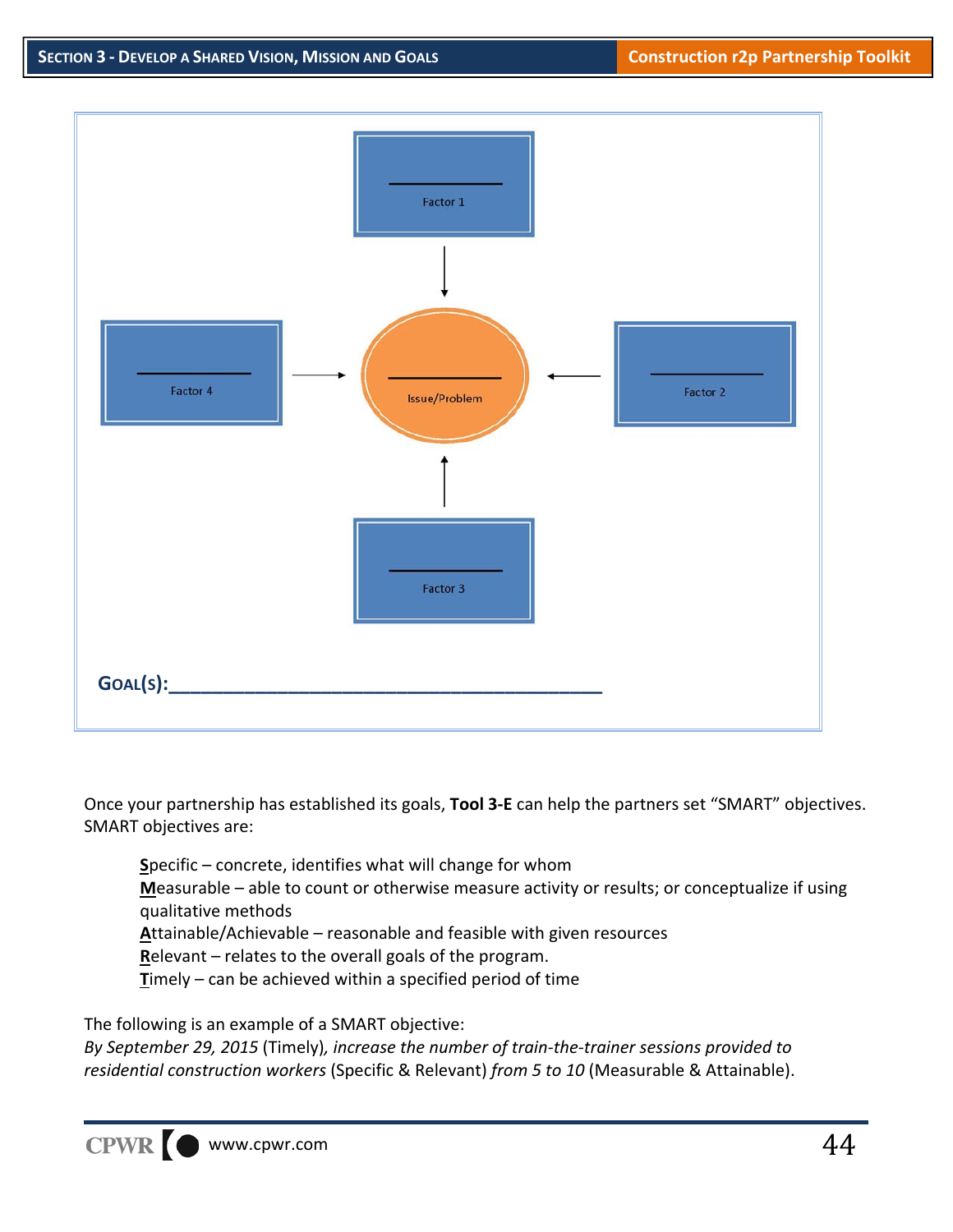Factor 1

Factor 4

Issue/Problem

Factor 2

Factor 3

**GOAL(S):**\_\_\_\_\_\_\_\_\_\_\_\_\_\_\_\_\_\_\_\_\_\_\_\_\_\_\_\_\_\_\_\_\_\_\_\_\_\_\_\_\_\_

Once your partnership has established its goals, **Tool 3-E** can help the partners set "SMART" objectives. SMART objectives are:

- **S**pecific – concrete, identifies what will change for whom
- **M**easurable – able to count or otherwise measure activity or results; or conceptualize if using qualitative methods
- **A**ttainable/Achievable – reasonable and feasible with given resources
- **R**elevant – relates to the overall goals of the program.
- **T**imely – can be achieved within a specified period of time

The following is an example of a SMART objective:
*By September 29, 2015* (Timely)*, increase the number of train-the-trainer sessions provided to residential construction workers* (Specific & Relevant) *from 5 to 10* (Measurable & Attainable).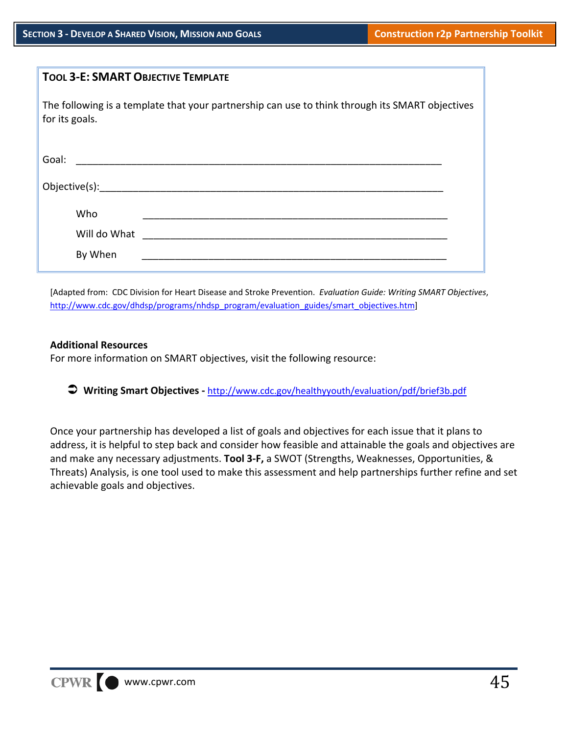### Tool 3-E: SMART Objective Template

The following is a template that your partnership can use to think through its SMART objectives for its goals.

Goal: ___________________________________________________________________

Objective(s):_____________________________________________________________

Who ______________________________________________________

Will do What ______________________________________________________

By When ______________________________________________________

[Adapted from: CDC Division for Heart Disease and Stroke Prevention. *Evaluation Guide: Writing SMART Objectives*, http://www.cdc.gov/dhdsp/programs/nhdsp_program/evaluation_guides/smart_objectives.htm]

**Additional Resources**
For more information on SMART objectives, visit the following resource:

- **Writing Smart Objectives -** http://www.cdc.gov/healthyyouth/evaluation/pdf/brief3b.pdf

Once your partnership has developed a list of goals and objectives for each issue that it plans to address, it is helpful to step back and consider how feasible and attainable the goals and objectives are and make any necessary adjustments. **Tool 3-F,** a SWOT (Strengths, Weaknesses, Opportunities, & Threats) Analysis, is one tool used to make this assessment and help partnerships further refine and set achievable goals and objectives.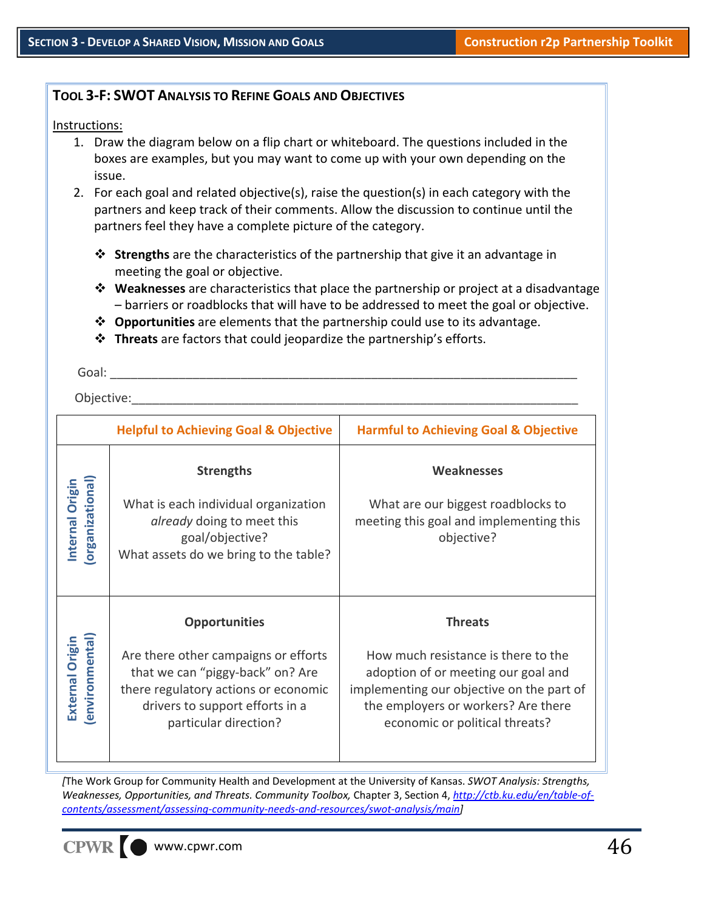## TOOL 3-F: SWOT ANALYSIS TO REFINE GOALS AND OBJECTIVES

Instructions:

1. Draw the diagram below on a flip chart or whiteboard. The questions included in the boxes are examples, but you may want to come up with your own depending on the issue.
2. For each goal and related objective(s), raise the question(s) in each category with the partners and keep track of their comments. Allow the discussion to continue until the partners feel they have a complete picture of the category.

- **Strengths** are the characteristics of the partnership that give it an advantage in meeting the goal or objective.
- **Weaknesses** are characteristics that place the partnership or project at a disadvantage – barriers or roadblocks that will have to be addressed to meet the goal or objective.
- **Opportunities** are elements that the partnership could use to its advantage.
- **Threats** are factors that could jeopardize the partnership's efforts.

Goal: ___________________________________________________________________

Objective:________________________________________________________________

| | Helpful to Achieving Goal & Objective | Harmful to Achieving Goal & Objective |
|---|---|---|
| **Internal Origin (organizational)** | **Strengths**<br><br>What is each individual organization *already* doing to meet this goal/objective?<br>What assets do we bring to the table? | **Weaknesses**<br><br>What are our biggest roadblocks to meeting this goal and implementing this objective? |
| **External Origin (environmental)** | **Opportunities**<br><br>Are there other campaigns or efforts that we can "piggy-back" on? Are there regulatory actions or economic drivers to support efforts in a particular direction? | **Threats**<br><br>How much resistance is there to the adoption of or meeting our goal and implementing our objective on the part of the employers or workers? Are there economic or political threats? |

*[*The Work Group for Community Health and Development at the University of Kansas. *SWOT Analysis: Strengths, Weaknesses, Opportunities, and Threats. Community Toolbox,* Chapter 3, Section 4, *http://ctb.ku.edu/en/table-of-contents/assessment/assessing-community-needs-and-resources/swot-analysis/main]*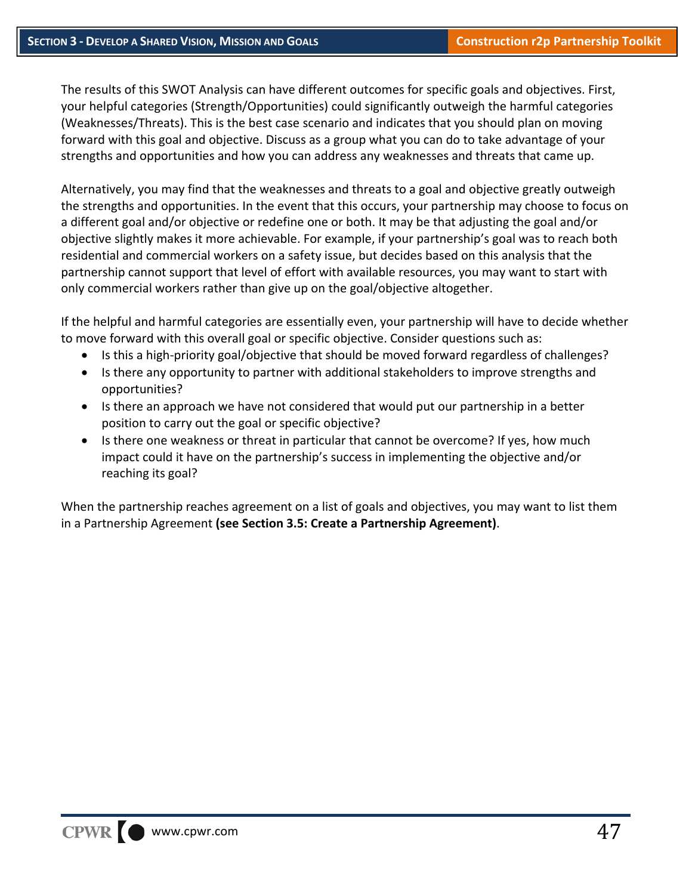The results of this SWOT Analysis can have different outcomes for specific goals and objectives. First, your helpful categories (Strength/Opportunities) could significantly outweigh the harmful categories (Weaknesses/Threats). This is the best case scenario and indicates that you should plan on moving forward with this goal and objective. Discuss as a group what you can do to take advantage of your strengths and opportunities and how you can address any weaknesses and threats that came up.

Alternatively, you may find that the weaknesses and threats to a goal and objective greatly outweigh the strengths and opportunities. In the event that this occurs, your partnership may choose to focus on a different goal and/or objective or redefine one or both. It may be that adjusting the goal and/or objective slightly makes it more achievable. For example, if your partnership's goal was to reach both residential and commercial workers on a safety issue, but decides based on this analysis that the partnership cannot support that level of effort with available resources, you may want to start with only commercial workers rather than give up on the goal/objective altogether.

If the helpful and harmful categories are essentially even, your partnership will have to decide whether to move forward with this overall goal or specific objective. Consider questions such as:

- Is this a high-priority goal/objective that should be moved forward regardless of challenges?
- Is there any opportunity to partner with additional stakeholders to improve strengths and opportunities?
- Is there an approach we have not considered that would put our partnership in a better position to carry out the goal or specific objective?
- Is there one weakness or threat in particular that cannot be overcome? If yes, how much impact could it have on the partnership's success in implementing the objective and/or reaching its goal?

When the partnership reaches agreement on a list of goals and objectives, you may want to list them in a Partnership Agreement **(see Section 3.5: Create a Partnership Agreement)**.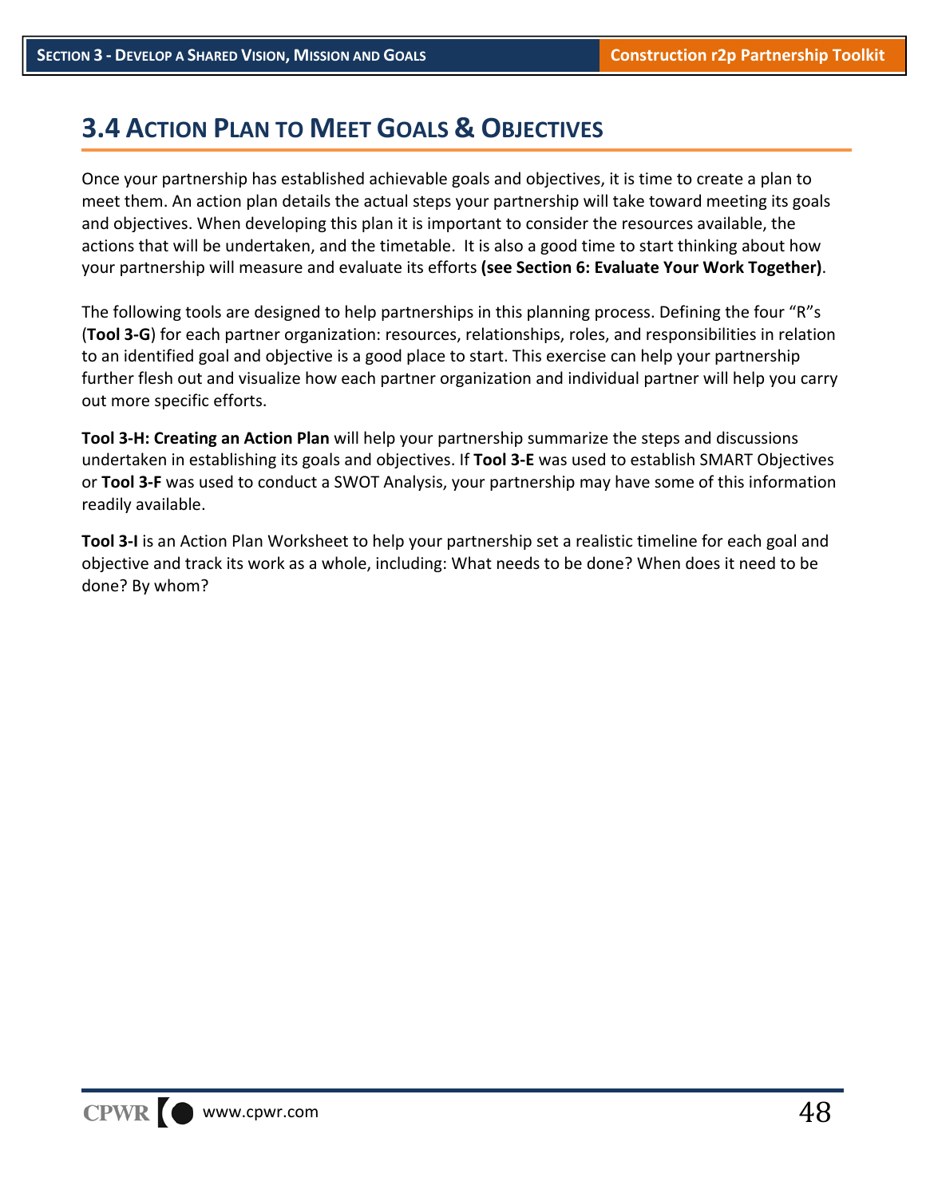## 3.4 Action Plan to Meet Goals & Objectives

Once your partnership has established achievable goals and objectives, it is time to create a plan to meet them. An action plan details the actual steps your partnership will take toward meeting its goals and objectives. When developing this plan it is important to consider the resources available, the actions that will be undertaken, and the timetable. It is also a good time to start thinking about how your partnership will measure and evaluate its efforts **(see Section 6: Evaluate Your Work Together)**.

The following tools are designed to help partnerships in this planning process. Defining the four "R"s (**Tool 3-G**) for each partner organization: resources, relationships, roles, and responsibilities in relation to an identified goal and objective is a good place to start. This exercise can help your partnership further flesh out and visualize how each partner organization and individual partner will help you carry out more specific efforts.

**Tool 3-H: Creating an Action Plan** will help your partnership summarize the steps and discussions undertaken in establishing its goals and objectives. If **Tool 3-E** was used to establish SMART Objectives or **Tool 3-F** was used to conduct a SWOT Analysis, your partnership may have some of this information readily available.

**Tool 3-I** is an Action Plan Worksheet to help your partnership set a realistic timeline for each goal and objective and track its work as a whole, including: What needs to be done? When does it need to be done? By whom?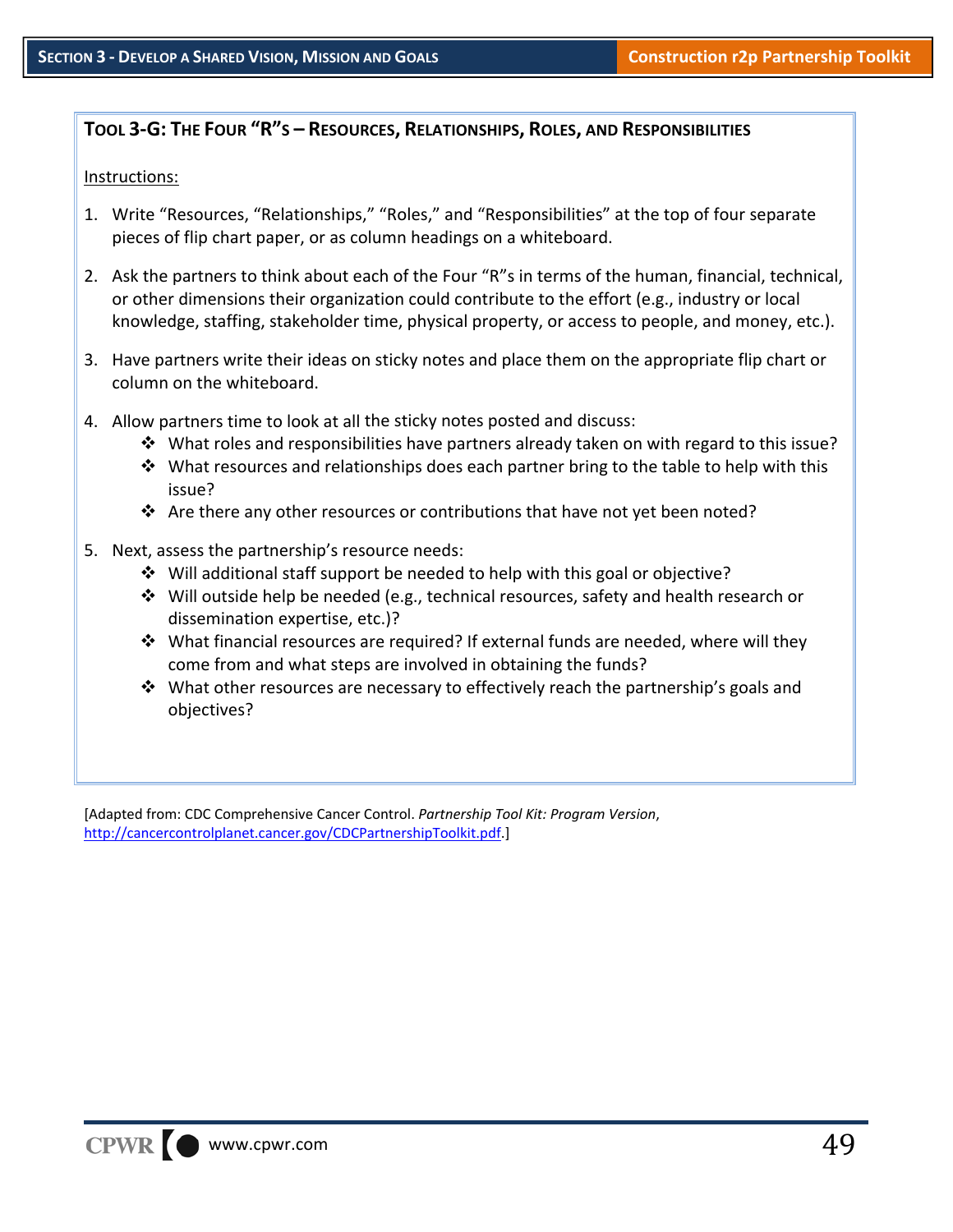## TOOL 3-G: THE FOUR "R"S – RESOURCES, RELATIONSHIPS, ROLES, AND RESPONSIBILITIES

Instructions:

1. Write "Resources, "Relationships," "Roles," and "Responsibilities" at the top of four separate pieces of flip chart paper, or as column headings on a whiteboard.

2. Ask the partners to think about each of the Four "R"s in terms of the human, financial, technical, or other dimensions their organization could contribute to the effort (e.g., industry or local knowledge, staffing, stakeholder time, physical property, or access to people, and money, etc.).

3. Have partners write their ideas on sticky notes and place them on the appropriate flip chart or column on the whiteboard.

4. Allow partners time to look at all the sticky notes posted and discuss:
   - What roles and responsibilities have partners already taken on with regard to this issue?
   - What resources and relationships does each partner bring to the table to help with this issue?
   - Are there any other resources or contributions that have not yet been noted?

5. Next, assess the partnership's resource needs:
   - Will additional staff support be needed to help with this goal or objective?
   - Will outside help be needed (e.g., technical resources, safety and health research or dissemination expertise, etc.)?
   - What financial resources are required? If external funds are needed, where will they come from and what steps are involved in obtaining the funds?
   - What other resources are necessary to effectively reach the partnership's goals and objectives?

[Adapted from: CDC Comprehensive Cancer Control. *Partnership Tool Kit: Program Version*, http://cancercontrolplanet.cancer.gov/CDCPartnershipToolkit.pdf.]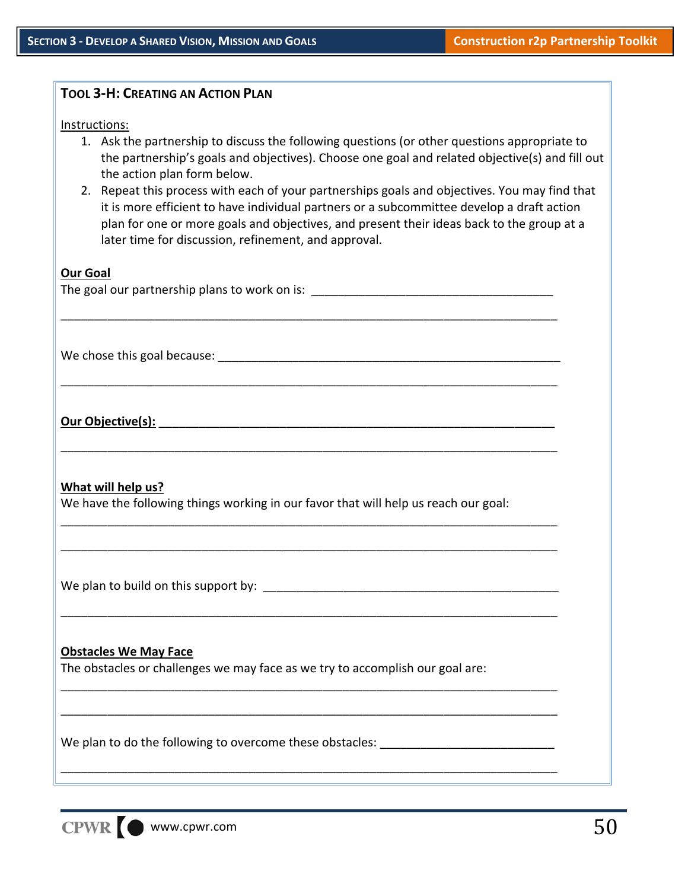### Tool 3-H: Creating an Action Plan

Instructions:

1. Ask the partnership to discuss the following questions (or other questions appropriate to the partnership's goals and objectives). Choose one goal and related objective(s) and fill out the action plan form below.
2. Repeat this process with each of your partnerships goals and objectives. You may find that it is more efficient to have individual partners or a subcommittee develop a draft action plan for one or more goals and objectives, and present their ideas back to the group at a later time for discussion, refinement, and approval.

**Our Goal**

The goal our partnership plans to work on is: ____________________________________

___________________________________________________________________________

We chose this goal because: ___________________________________________________

___________________________________________________________________________

**Our Objective(s):** ____________________________________________________________

___________________________________________________________________________

**What will help us?**

We have the following things working in our favor that will help us reach our goal:

___________________________________________________________________________

___________________________________________________________________________

We plan to build on this support by: ____________________________________________

___________________________________________________________________________

**Obstacles We May Face**

The obstacles or challenges we may face as we try to accomplish our goal are:

___________________________________________________________________________

___________________________________________________________________________

We plan to do the following to overcome these obstacles: __________________________

___________________________________________________________________________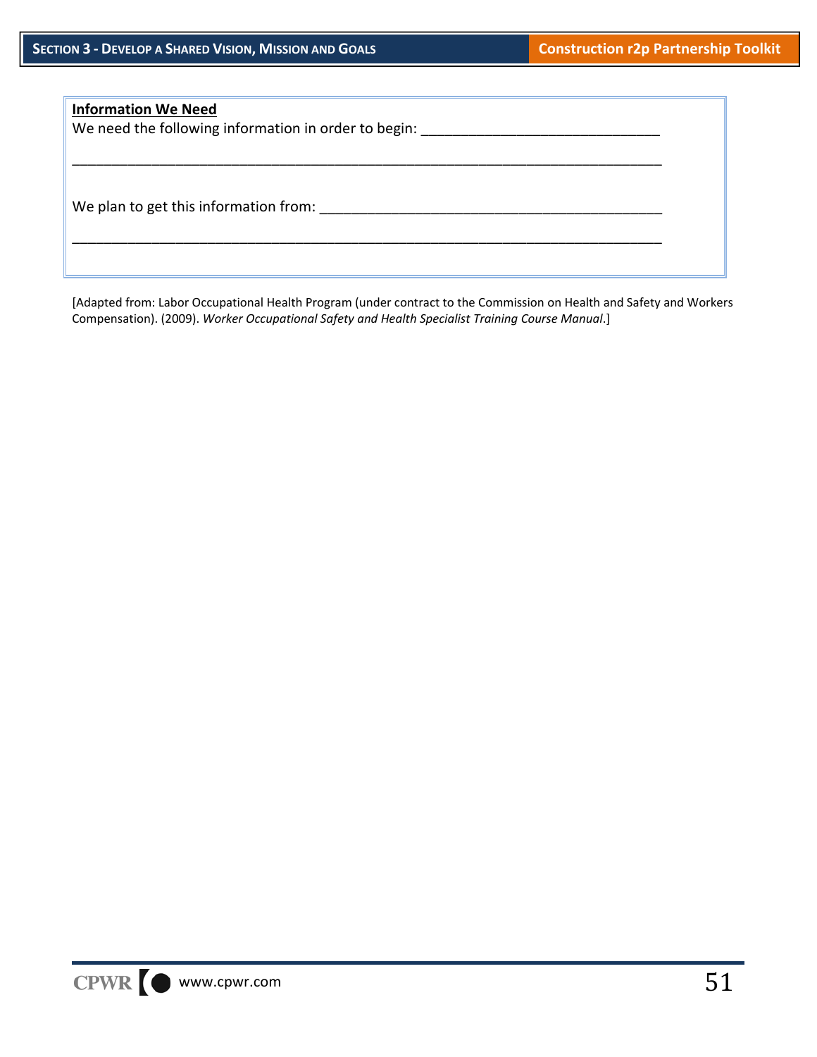**Information We Need**

We need the following information in order to begin: ______________________________

___________________________________________________________________________

We plan to get this information from: ___________________________________________

___________________________________________________________________________

[Adapted from: Labor Occupational Health Program (under contract to the Commission on Health and Safety and Workers Compensation). (2009). *Worker Occupational Safety and Health Specialist Training Course Manual*.]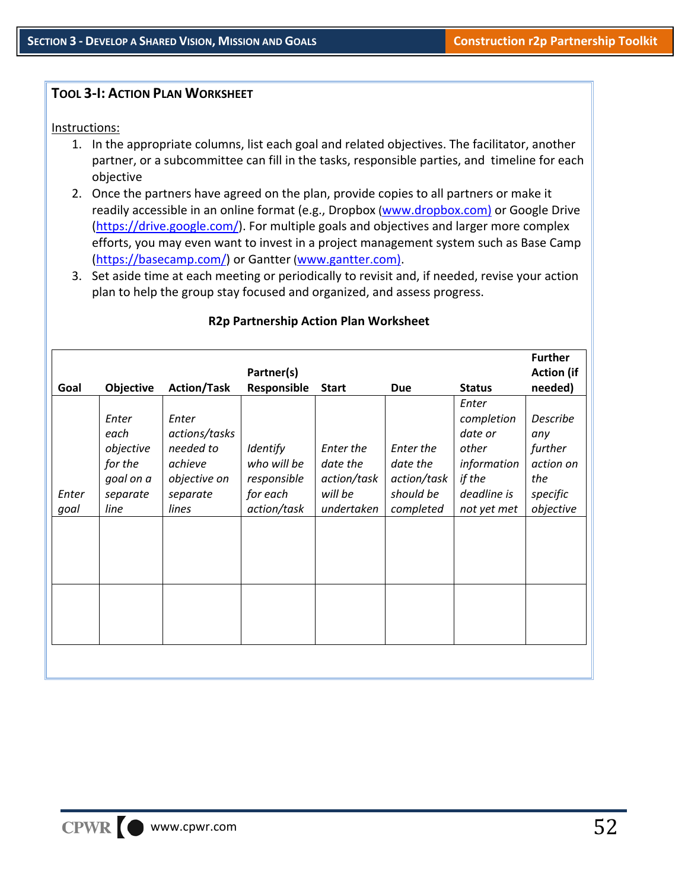### Tool 3-I: Action Plan Worksheet

Instructions:

1. In the appropriate columns, list each goal and related objectives. The facilitator, another partner, or a subcommittee can fill in the tasks, responsible parties, and timeline for each objective
2. Once the partners have agreed on the plan, provide copies to all partners or make it readily accessible in an online format (e.g., Dropbox (www.dropbox.com) or Google Drive (https://drive.google.com/). For multiple goals and objectives and larger more complex efforts, you may even want to invest in a project management system such as Base Camp (https://basecamp.com/) or Gantter (www.gantter.com).
3. Set aside time at each meeting or periodically to revisit and, if needed, revise your action plan to help the group stay focused and organized, and assess progress.

**R2p Partnership Action Plan Worksheet**

| Goal | Objective | Action/Task | Partner(s) Responsible | Start | Due | Status | Further Action (if needed) |
|---|---|---|---|---|---|---|---|
| *Enter goal* | *Enter each objective for the goal on a separate line* | *Enter actions/tasks needed to achieve objective on separate lines* | *Identify who will be responsible for each action/task* | *Enter the date the action/task will be undertaken* | *Enter the date the action/task should be completed* | *Enter completion date or other information if the deadline is not yet met* | *Describe any further action on the specific objective* |
| | | | | | | | |
| | | | | | | | |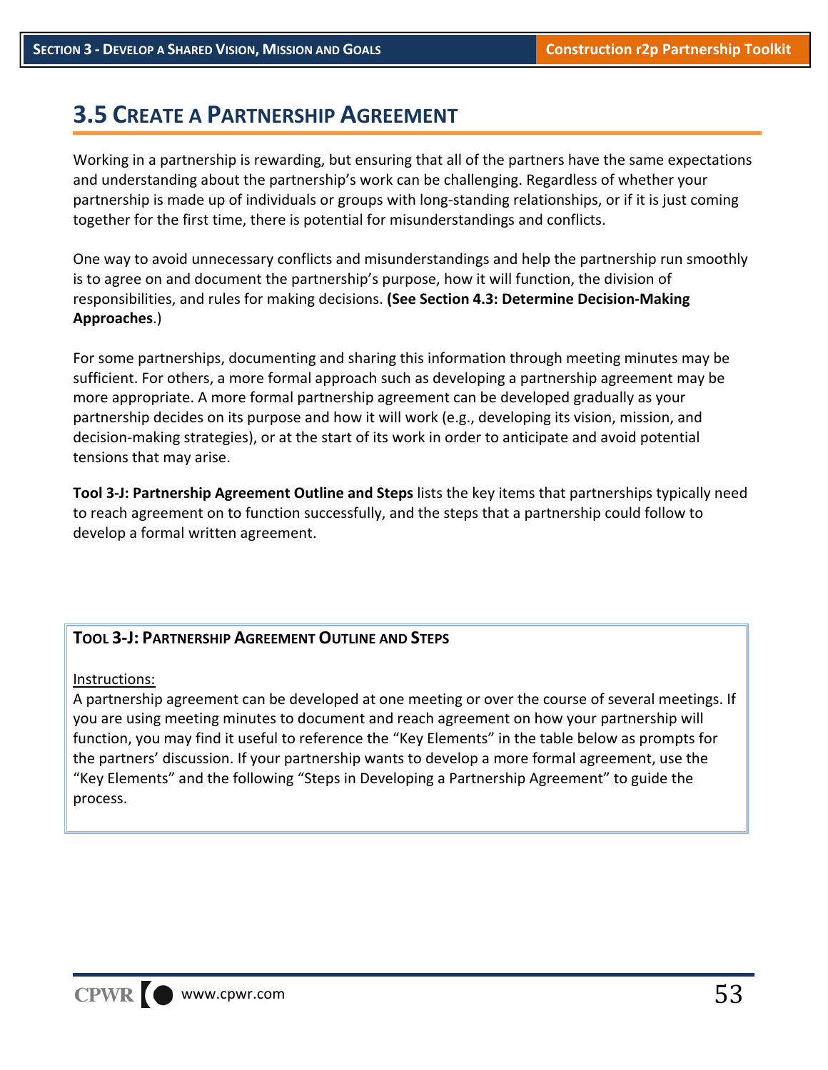## 3.5 Create a Partnership Agreement

Working in a partnership is rewarding, but ensuring that all of the partners have the same expectations and understanding about the partnership's work can be challenging. Regardless of whether your partnership is made up of individuals or groups with long-standing relationships, or if it is just coming together for the first time, there is potential for misunderstandings and conflicts.

One way to avoid unnecessary conflicts and misunderstandings and help the partnership run smoothly is to agree on and document the partnership's purpose, how it will function, the division of responsibilities, and rules for making decisions. **(See Section 4.3: Determine Decision-Making Approaches**.)

For some partnerships, documenting and sharing this information through meeting minutes may be sufficient. For others, a more formal approach such as developing a partnership agreement may be more appropriate. A more formal partnership agreement can be developed gradually as your partnership decides on its purpose and how it will work (e.g., developing its vision, mission, and decision-making strategies), or at the start of its work in order to anticipate and avoid potential tensions that may arise.

**Tool 3-J: Partnership Agreement Outline and Steps** lists the key items that partnerships typically need to reach agreement on to function successfully, and the steps that a partnership could follow to develop a formal written agreement.

### Tool 3-J: Partnership Agreement Outline and Steps

Instructions:

A partnership agreement can be developed at one meeting or over the course of several meetings. If you are using meeting minutes to document and reach agreement on how your partnership will function, you may find it useful to reference the "Key Elements" in the table below as prompts for the partners' discussion. If your partnership wants to develop a more formal agreement, use the "Key Elements" and the following "Steps in Developing a Partnership Agreement" to guide the process.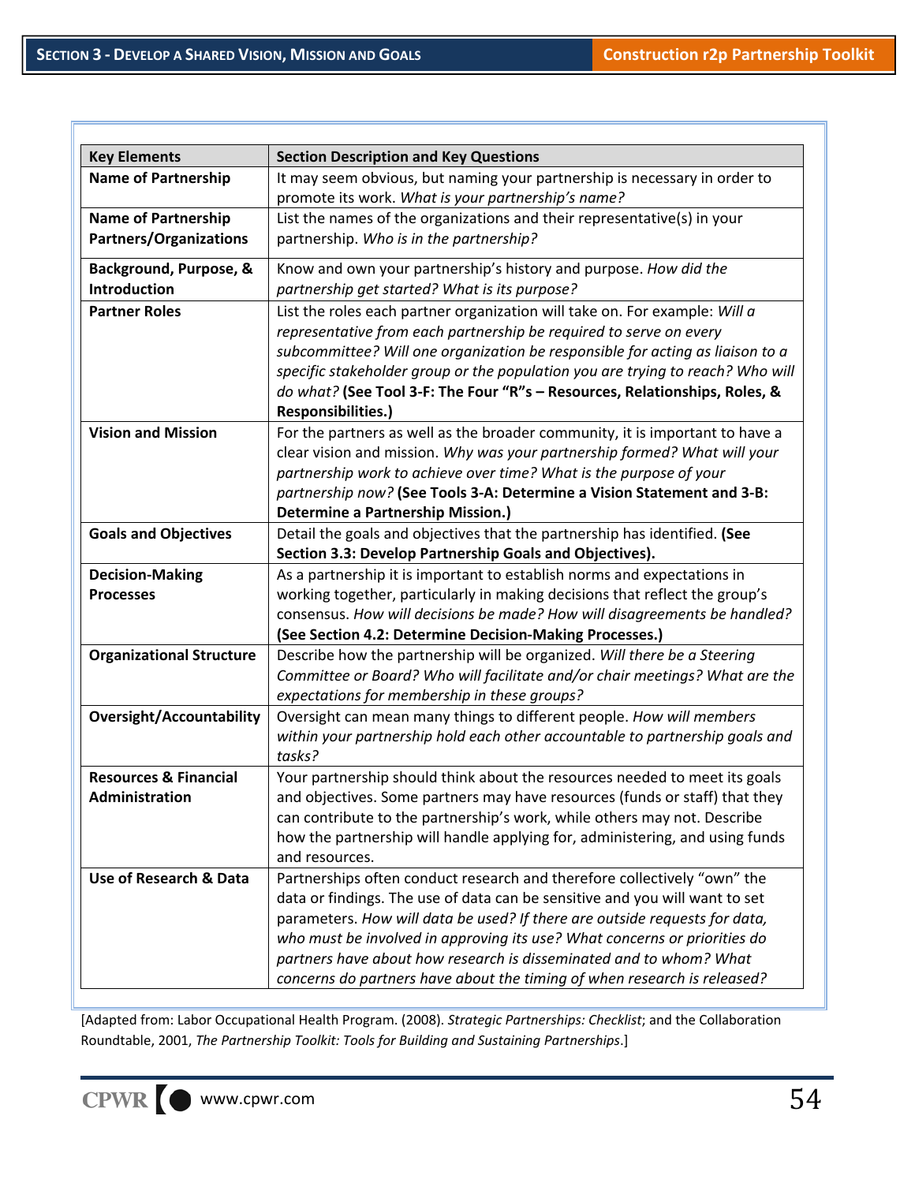| Key Elements | Section Description and Key Questions |
|---|---|
| **Name of Partnership** | It may seem obvious, but naming your partnership is necessary in order to promote its work. *What is your partnership's name?* |
| **Name of Partnership Partners/Organizations** | List the names of the organizations and their representative(s) in your partnership. *Who is in the partnership?* |
| **Background, Purpose, & Introduction** | Know and own your partnership's history and purpose. *How did the partnership get started? What is its purpose?* |
| **Partner Roles** | List the roles each partner organization will take on. For example: *Will a representative from each partnership be required to serve on every subcommittee? Will one organization be responsible for acting as liaison to a specific stakeholder group or the population you are trying to reach? Who will do what?* **(See Tool 3-F: The Four "R"s – Resources, Relationships, Roles, & Responsibilities.)** |
| **Vision and Mission** | For the partners as well as the broader community, it is important to have a clear vision and mission. *Why was your partnership formed? What will your partnership work to achieve over time? What is the purpose of your partnership now?* **(See Tools 3-A: Determine a Vision Statement and 3-B: Determine a Partnership Mission.)** |
| **Goals and Objectives** | Detail the goals and objectives that the partnership has identified. **(See Section 3.3: Develop Partnership Goals and Objectives).** |
| **Decision-Making Processes** | As a partnership it is important to establish norms and expectations in working together, particularly in making decisions that reflect the group's consensus. *How will decisions be made? How will disagreements be handled?* **(See Section 4.2: Determine Decision-Making Processes.)** |
| **Organizational Structure** | Describe how the partnership will be organized. *Will there be a Steering Committee or Board? Who will facilitate and/or chair meetings? What are the expectations for membership in these groups?* |
| **Oversight/Accountability** | Oversight can mean many things to different people. *How will members within your partnership hold each other accountable to partnership goals and tasks?* |
| **Resources & Financial Administration** | Your partnership should think about the resources needed to meet its goals and objectives. Some partners may have resources (funds or staff) that they can contribute to the partnership's work, while others may not. Describe how the partnership will handle applying for, administering, and using funds and resources. |
| **Use of Research & Data** | Partnerships often conduct research and therefore collectively "own" the data or findings. The use of data can be sensitive and you will want to set parameters. *How will data be used? If there are outside requests for data, who must be involved in approving its use? What concerns or priorities do partners have about how research is disseminated and to whom? What concerns do partners have about the timing of when research is released?* |

[Adapted from: Labor Occupational Health Program. (2008). *Strategic Partnerships: Checklist*; and the Collaboration Roundtable, 2001, *The Partnership Toolkit: Tools for Building and Sustaining Partnerships*.]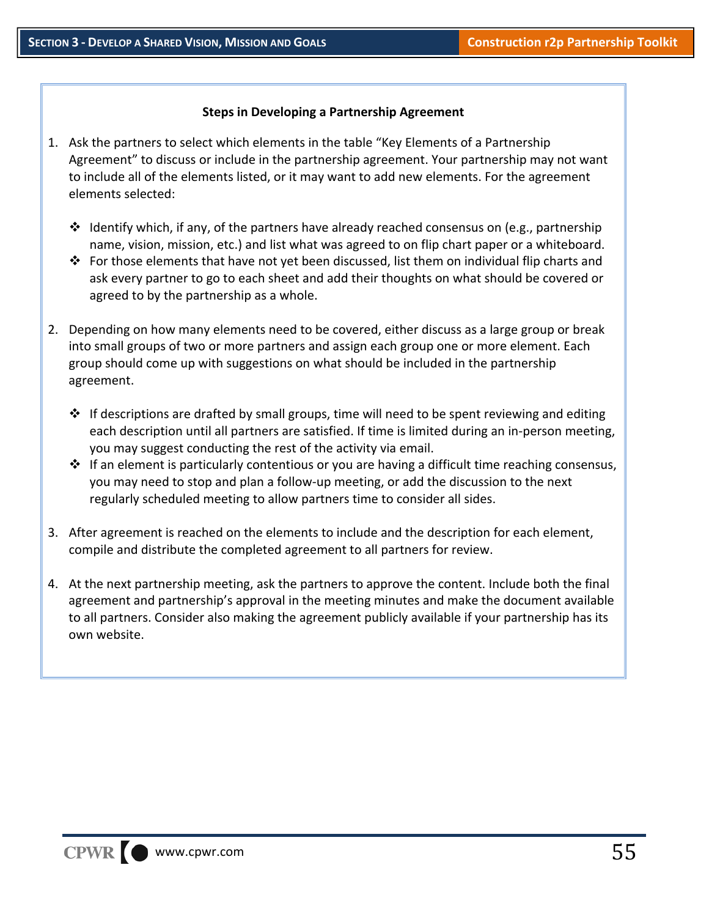**Steps in Developing a Partnership Agreement**

1. Ask the partners to select which elements in the table “Key Elements of a Partnership Agreement” to discuss or include in the partnership agreement. Your partnership may not want to include all of the elements listed, or it may want to add new elements. For the agreement elements selected:

   - Identify which, if any, of the partners have already reached consensus on (e.g., partnership name, vision, mission, etc.) and list what was agreed to on flip chart paper or a whiteboard.
   - For those elements that have not yet been discussed, list them on individual flip charts and ask every partner to go to each sheet and add their thoughts on what should be covered or agreed to by the partnership as a whole.

2. Depending on how many elements need to be covered, either discuss as a large group or break into small groups of two or more partners and assign each group one or more element. Each group should come up with suggestions on what should be included in the partnership agreement.

   - If descriptions are drafted by small groups, time will need to be spent reviewing and editing each description until all partners are satisfied. If time is limited during an in-person meeting, you may suggest conducting the rest of the activity via email.
   - If an element is particularly contentious or you are having a difficult time reaching consensus, you may need to stop and plan a follow-up meeting, or add the discussion to the next regularly scheduled meeting to allow partners time to consider all sides.

3. After agreement is reached on the elements to include and the description for each element, compile and distribute the completed agreement to all partners for review.

4. At the next partnership meeting, ask the partners to approve the content. Include both the final agreement and partnership’s approval in the meeting minutes and make the document available to all partners. Consider also making the agreement publicly available if your partnership has its own website.